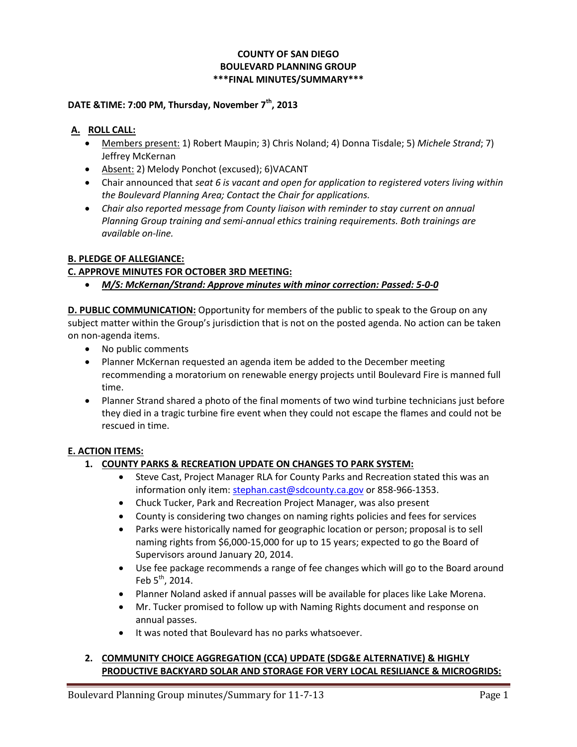**COUNTY OF SAN DIEGO**
**BOULEVARD PLANNING GROUP**
**\*\*\*FINAL MINUTES/SUMMARY\*\*\***

**DATE &TIME: 7:00 PM, Thursday, November 7th, 2013**

## A. ROLL CALL:

- Members present: 1) Robert Maupin; 3) Chris Noland; 4) Donna Tisdale; 5) *Michele Strand*; 7) Jeffrey McKernan
- Absent: 2) Melody Ponchot (excused); 6)VACANT
- Chair announced that *seat 6 is vacant and open for application to registered voters living within the Boulevard Planning Area; Contact the Chair for applications.*
- *Chair also reported message from County liaison with reminder to stay current on annual Planning Group training and semi-annual ethics training requirements. Both trainings are available on-line.*

**B. PLEDGE OF ALLEGIANCE:**

**C. APPROVE MINUTES FOR OCTOBER 3RD MEETING:**

- ***M/S: McKernan/Strand: Approve minutes with minor correction: Passed: 5-0-0***

**D. PUBLIC COMMUNICATION:** Opportunity for members of the public to speak to the Group on any subject matter within the Group's jurisdiction that is not on the posted agenda. No action can be taken on non-agenda items.

- No public comments
- Planner McKernan requested an agenda item be added to the December meeting recommending a moratorium on renewable energy projects until Boulevard Fire is manned full time.
- Planner Strand shared a photo of the final moments of two wind turbine technicians just before they died in a tragic turbine fire event when they could not escape the flames and could not be rescued in time.

**E. ACTION ITEMS:**

1. **COUNTY PARKS & RECREATION UPDATE ON CHANGES TO PARK SYSTEM:**
   - Steve Cast, Project Manager RLA for County Parks and Recreation stated this was an information only item: stephan.cast@sdcounty.ca.gov or 858-966-1353.
   - Chuck Tucker, Park and Recreation Project Manager, was also present
   - County is considering two changes on naming rights policies and fees for services
   - Parks were historically named for geographic location or person; proposal is to sell naming rights from $6,000-15,000 for up to 15 years; expected to go the Board of Supervisors around January 20, 2014.
   - Use fee package recommends a range of fee changes which will go to the Board around Feb 5th, 2014.
   - Planner Noland asked if annual passes will be available for places like Lake Morena.
   - Mr. Tucker promised to follow up with Naming Rights document and response on annual passes.
   - It was noted that Boulevard has no parks whatsoever.

2. **COMMUNITY CHOICE AGGREGATION (CCA) UPDATE (SDG&E ALTERNATIVE) & HIGHLY PRODUCTIVE BACKYARD SOLAR AND STORAGE FOR VERY LOCAL RESILIANCE & MICROGRIDS:**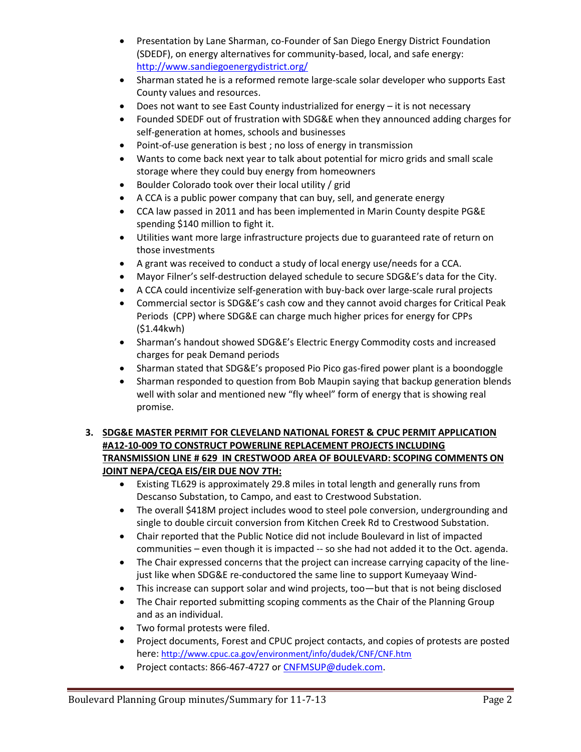- Presentation by Lane Sharman, co-Founder of San Diego Energy District Foundation (SDEDF), on energy alternatives for community-based, local, and safe energy: http://www.sandiegoenergydistrict.org/
- Sharman stated he is a reformed remote large-scale solar developer who supports East County values and resources.
- Does not want to see East County industrialized for energy – it is not necessary
- Founded SDEDF out of frustration with SDG&E when they announced adding charges for self-generation at homes, schools and businesses
- Point-of-use generation is best ; no loss of energy in transmission
- Wants to come back next year to talk about potential for micro grids and small scale storage where they could buy energy from homeowners
- Boulder Colorado took over their local utility / grid
- A CCA is a public power company that can buy, sell, and generate energy
- CCA law passed in 2011 and has been implemented in Marin County despite PG&E spending $140 million to fight it.
- Utilities want more large infrastructure projects due to guaranteed rate of return on those investments
- A grant was received to conduct a study of local energy use/needs for a CCA.
- Mayor Filner's self-destruction delayed schedule to secure SDG&E's data for the City.
- A CCA could incentivize self-generation with buy-back over large-scale rural projects
- Commercial sector is SDG&E's cash cow and they cannot avoid charges for Critical Peak Periods (CPP) where SDG&E can charge much higher prices for energy for CPPs ($1.44kwh)
- Sharman's handout showed SDG&E's Electric Energy Commodity costs and increased charges for peak Demand periods
- Sharman stated that SDG&E's proposed Pio Pico gas-fired power plant is a boondoggle
- Sharman responded to question from Bob Maupin saying that backup generation blends well with solar and mentioned new "fly wheel" form of energy that is showing real promise.

3. **<u>SDG&E MASTER PERMIT FOR CLEVELAND NATIONAL FOREST & CPUC PERMIT APPLICATION #A12-10-009 TO CONSTRUCT POWERLINE REPLACEMENT PROJECTS INCLUDING TRANSMISSION LINE # 629 IN CRESTWOOD AREA OF BOULEVARD: SCOPING COMMENTS ON JOINT NEPA/CEQA EIS/EIR DUE NOV 7TH:</u>**
   - Existing TL629 is approximately 29.8 miles in total length and generally runs from Descanso Substation, to Campo, and east to Crestwood Substation.
   - The overall $418M project includes wood to steel pole conversion, undergrounding and single to double circuit conversion from Kitchen Creek Rd to Crestwood Substation.
   - Chair reported that the Public Notice did not include Boulevard in list of impacted communities – even though it is impacted -- so she had not added it to the Oct. agenda.
   - The Chair expressed concerns that the project can increase carrying capacity of the line- just like when SDG&E re-conductored the same line to support Kumeyaay Wind-
   - This increase can support solar and wind projects, too—but that is not being disclosed
   - The Chair reported submitting scoping comments as the Chair of the Planning Group and as an individual.
   - Two formal protests were filed.
   - Project documents, Forest and CPUC project contacts, and copies of protests are posted here: http://www.cpuc.ca.gov/environment/info/dudek/CNF/CNF.htm
   - Project contacts: 866-467-4727 or CNFMSUP@dudek.com.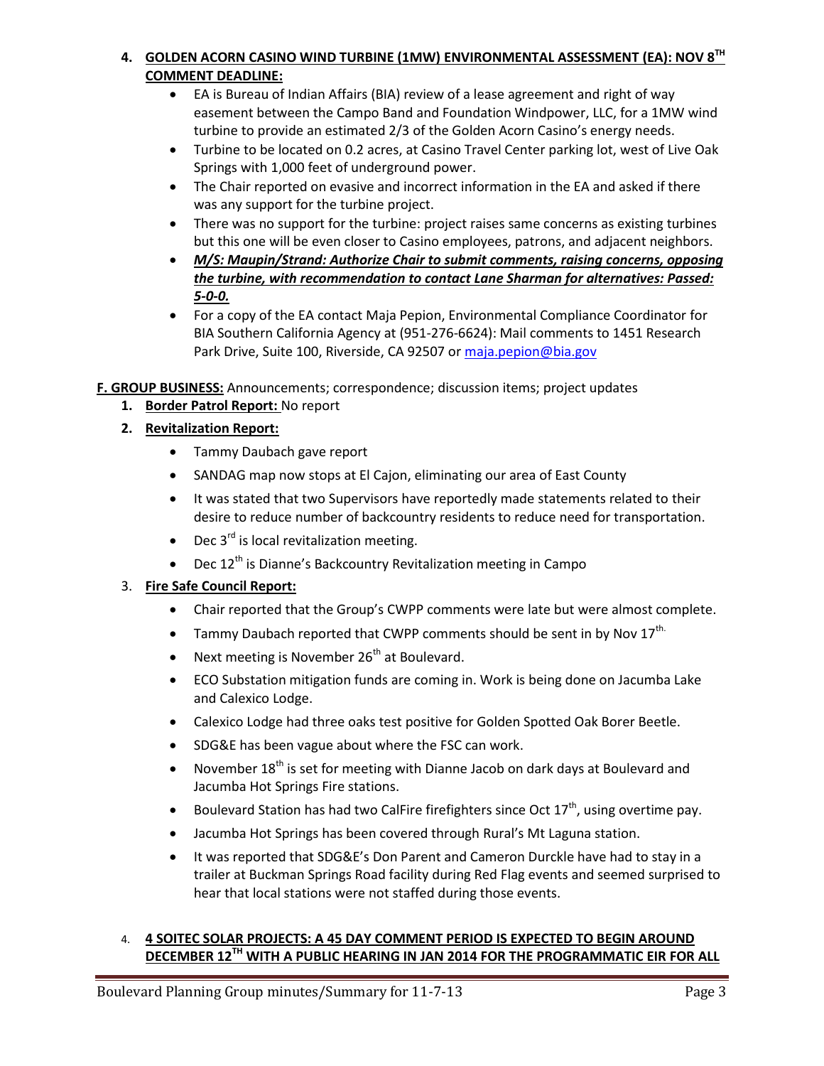4. **GOLDEN ACORN CASINO WIND TURBINE (1MW) ENVIRONMENTAL ASSESSMENT (EA): NOV 8TH COMMENT DEADLINE:**
   - EA is Bureau of Indian Affairs (BIA) review of a lease agreement and right of way easement between the Campo Band and Foundation Windpower, LLC, for a 1MW wind turbine to provide an estimated 2/3 of the Golden Acorn Casino's energy needs.
   - Turbine to be located on 0.2 acres, at Casino Travel Center parking lot, west of Live Oak Springs with 1,000 feet of underground power.
   - The Chair reported on evasive and incorrect information in the EA and asked if there was any support for the turbine project.
   - There was no support for the turbine: project raises same concerns as existing turbines but this one will be even closer to Casino employees, patrons, and adjacent neighbors.
   - ***M/S: Maupin/Strand: Authorize Chair to submit comments, raising concerns, opposing the turbine, with recommendation to contact Lane Sharman for alternatives: Passed: 5-0-0.***
   - For a copy of the EA contact Maja Pepion, Environmental Compliance Coordinator for BIA Southern California Agency at (951-276-6624): Mail comments to 1451 Research Park Drive, Suite 100, Riverside, CA 92507 or maja.pepion@bia.gov

**F. GROUP BUSINESS:** Announcements; correspondence; discussion items; project updates

1. **Border Patrol Report:** No report
2. **Revitalization Report:**
   - Tammy Daubach gave report
   - SANDAG map now stops at El Cajon, eliminating our area of East County
   - It was stated that two Supervisors have reportedly made statements related to their desire to reduce number of backcountry residents to reduce need for transportation.
   - Dec 3rd is local revitalization meeting.
   - Dec 12th is Dianne's Backcountry Revitalization meeting in Campo
3. **Fire Safe Council Report:**
   - Chair reported that the Group's CWPP comments were late but were almost complete.
   - Tammy Daubach reported that CWPP comments should be sent in by Nov 17th.
   - Next meeting is November 26th at Boulevard.
   - ECO Substation mitigation funds are coming in. Work is being done on Jacumba Lake and Calexico Lodge.
   - Calexico Lodge had three oaks test positive for Golden Spotted Oak Borer Beetle.
   - SDG&E has been vague about where the FSC can work.
   - November 18th is set for meeting with Dianne Jacob on dark days at Boulevard and Jacumba Hot Springs Fire stations.
   - Boulevard Station has had two CalFire firefighters since Oct 17th, using overtime pay.
   - Jacumba Hot Springs has been covered through Rural's Mt Laguna station.
   - It was reported that SDG&E's Don Parent and Cameron Durckle have had to stay in a trailer at Buckman Springs Road facility during Red Flag events and seemed surprised to hear that local stations were not staffed during those events.

4. **4 SOITEC SOLAR PROJECTS: A 45 DAY COMMENT PERIOD IS EXPECTED TO BEGIN AROUND DECEMBER 12TH WITH A PUBLIC HEARING IN JAN 2014 FOR THE PROGRAMMATIC EIR FOR ALL**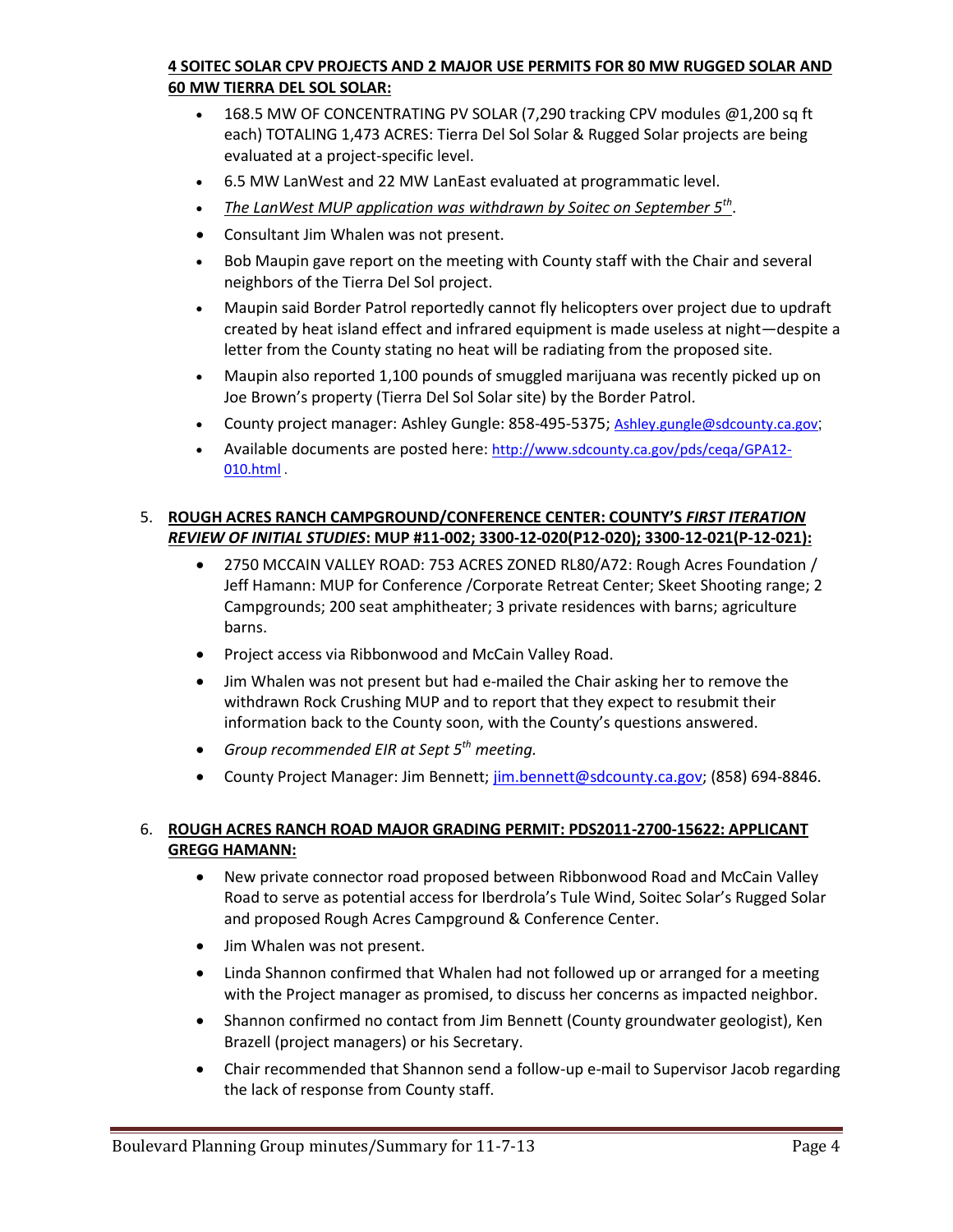**4 SOITEC SOLAR CPV PROJECTS AND 2 MAJOR USE PERMITS FOR 80 MW RUGGED SOLAR AND 60 MW TIERRA DEL SOL SOLAR:**

- 168.5 MW OF CONCENTRATING PV SOLAR (7,290 tracking CPV modules @1,200 sq ft each) TOTALING 1,473 ACRES: Tierra Del Sol Solar & Rugged Solar projects are being evaluated at a project-specific level.
- 6.5 MW LanWest and 22 MW LanEast evaluated at programmatic level.
- *The LanWest MUP application was withdrawn by Soitec on September 5th*.
- Consultant Jim Whalen was not present.
- Bob Maupin gave report on the meeting with County staff with the Chair and several neighbors of the Tierra Del Sol project.
- Maupin said Border Patrol reportedly cannot fly helicopters over project due to updraft created by heat island effect and infrared equipment is made useless at night—despite a letter from the County stating no heat will be radiating from the proposed site.
- Maupin also reported 1,100 pounds of smuggled marijuana was recently picked up on Joe Brown's property (Tierra Del Sol Solar site) by the Border Patrol.
- County project manager: Ashley Gungle: 858-495-5375; Ashley.gungle@sdcounty.ca.gov;
- Available documents are posted here: http://www.sdcounty.ca.gov/pds/ceqa/GPA12-010.html .

5. **ROUGH ACRES RANCH CAMPGROUND/CONFERENCE CENTER: COUNTY'S *FIRST ITERATION REVIEW OF INITIAL STUDIES*: MUP #11-002; 3300-12-020(P12-020); 3300-12-021(P-12-021):**
   - 2750 MCCAIN VALLEY ROAD: 753 ACRES ZONED RL80/A72: Rough Acres Foundation / Jeff Hamann: MUP for Conference /Corporate Retreat Center; Skeet Shooting range; 2 Campgrounds; 200 seat amphitheater; 3 private residences with barns; agriculture barns.
   - Project access via Ribbonwood and McCain Valley Road.
   - Jim Whalen was not present but had e-mailed the Chair asking her to remove the withdrawn Rock Crushing MUP and to report that they expect to resubmit their information back to the County soon, with the County's questions answered.
   - *Group recommended EIR at Sept 5th meeting.*
   - County Project Manager: Jim Bennett; jim.bennett@sdcounty.ca.gov; (858) 694-8846.

6. **ROUGH ACRES RANCH ROAD MAJOR GRADING PERMIT: PDS2011-2700-15622: APPLICANT GREGG HAMANN:**
   - New private connector road proposed between Ribbonwood Road and McCain Valley Road to serve as potential access for Iberdrola's Tule Wind, Soitec Solar's Rugged Solar and proposed Rough Acres Campground & Conference Center.
   - Jim Whalen was not present.
   - Linda Shannon confirmed that Whalen had not followed up or arranged for a meeting with the Project manager as promised, to discuss her concerns as impacted neighbor.
   - Shannon confirmed no contact from Jim Bennett (County groundwater geologist), Ken Brazell (project managers) or his Secretary.
   - Chair recommended that Shannon send a follow-up e-mail to Supervisor Jacob regarding the lack of response from County staff.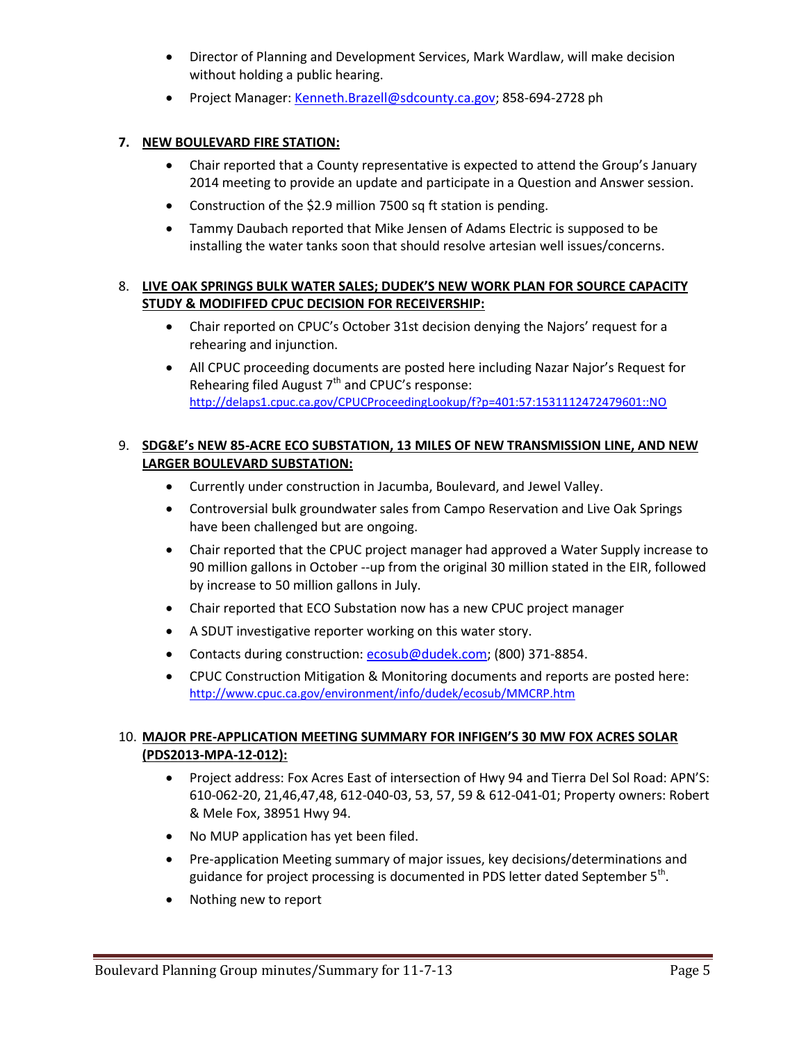- Director of Planning and Development Services, Mark Wardlaw, will make decision without holding a public hearing.
- Project Manager: Kenneth.Brazell@sdcounty.ca.gov; 858-694-2728 ph

**7. NEW BOULEVARD FIRE STATION:**

- Chair reported that a County representative is expected to attend the Group's January 2014 meeting to provide an update and participate in a Question and Answer session.
- Construction of the $2.9 million 7500 sq ft station is pending.
- Tammy Daubach reported that Mike Jensen of Adams Electric is supposed to be installing the water tanks soon that should resolve artesian well issues/concerns.

8. **LIVE OAK SPRINGS BULK WATER SALES; DUDEK'S NEW WORK PLAN FOR SOURCE CAPACITY STUDY & MODIFIED CPUC DECISION FOR RECEIVERSHIP:**

- Chair reported on CPUC's October 31st decision denying the Najors' request for a rehearing and injunction.
- All CPUC proceeding documents are posted here including Nazar Najor's Request for Rehearing filed August 7th and CPUC's response: http://delaps1.cpuc.ca.gov/CPUCProceedingLookup/f?p=401:57:1531112472479601::NO

9. **SDG&E's NEW 85-ACRE ECO SUBSTATION, 13 MILES OF NEW TRANSMISSION LINE, AND NEW LARGER BOULEVARD SUBSTATION:**

- Currently under construction in Jacumba, Boulevard, and Jewel Valley.
- Controversial bulk groundwater sales from Campo Reservation and Live Oak Springs have been challenged but are ongoing.
- Chair reported that the CPUC project manager had approved a Water Supply increase to 90 million gallons in October --up from the original 30 million stated in the EIR, followed by increase to 50 million gallons in July.
- Chair reported that ECO Substation now has a new CPUC project manager
- A SDUT investigative reporter working on this water story.
- Contacts during construction: ecosub@dudek.com; (800) 371-8854.
- CPUC Construction Mitigation & Monitoring documents and reports are posted here: http://www.cpuc.ca.gov/environment/info/dudek/ecosub/MMCRP.htm

10. **MAJOR PRE-APPLICATION MEETING SUMMARY FOR INFIGEN'S 30 MW FOX ACRES SOLAR (PDS2013-MPA-12-012):**

- Project address: Fox Acres East of intersection of Hwy 94 and Tierra Del Sol Road: APN'S: 610-062-20, 21,46,47,48, 612-040-03, 53, 57, 59 & 612-041-01; Property owners: Robert & Mele Fox, 38951 Hwy 94.
- No MUP application has yet been filed.
- Pre-application Meeting summary of major issues, key decisions/determinations and guidance for project processing is documented in PDS letter dated September 5th.
- Nothing new to report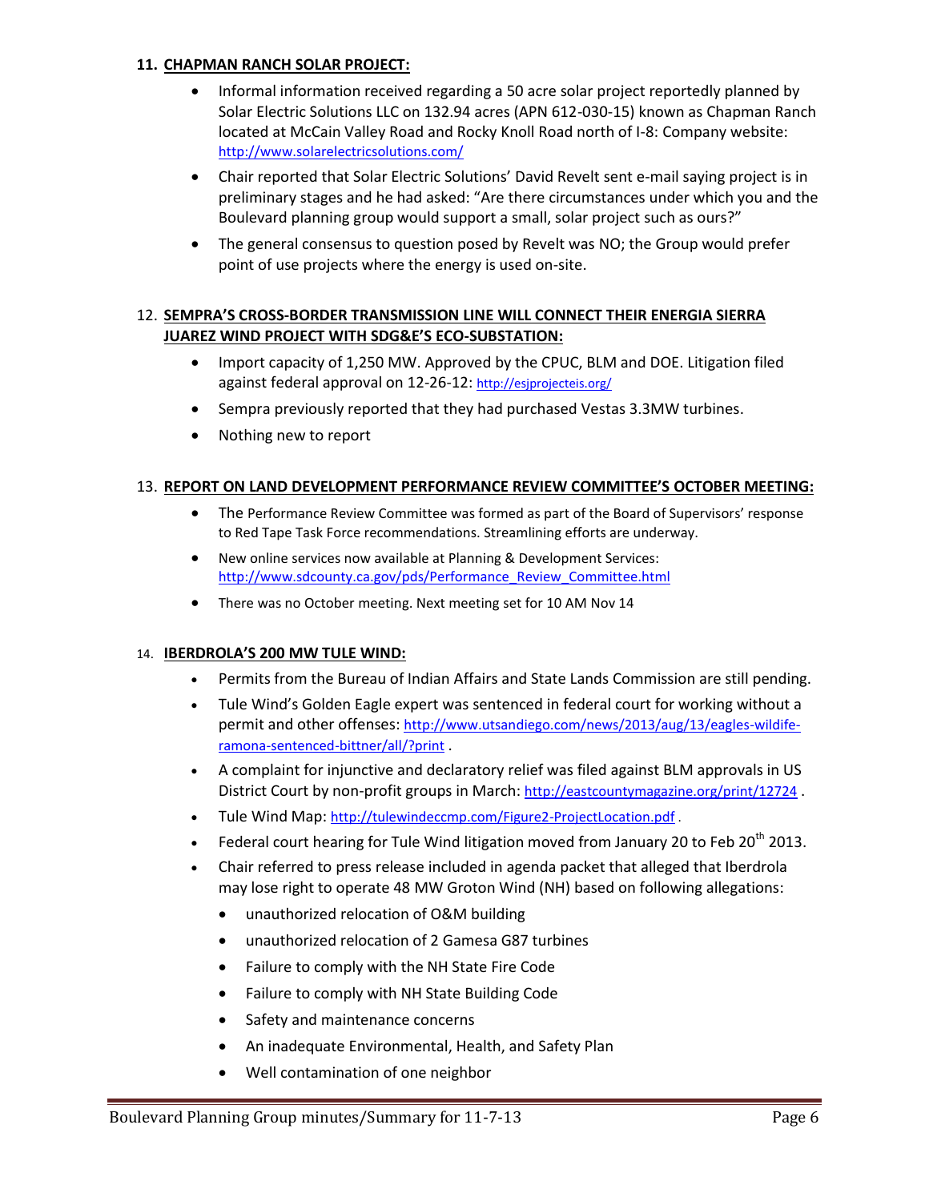## 11. CHAPMAN RANCH SOLAR PROJECT:

- Informal information received regarding a 50 acre solar project reportedly planned by Solar Electric Solutions LLC on 132.94 acres (APN 612-030-15) known as Chapman Ranch located at McCain Valley Road and Rocky Knoll Road north of I-8: Company website: http://www.solarelectricsolutions.com/
- Chair reported that Solar Electric Solutions' David Revelt sent e-mail saying project is in preliminary stages and he had asked: "Are there circumstances under which you and the Boulevard planning group would support a small, solar project such as ours?"
- The general consensus to question posed by Revelt was NO; the Group would prefer point of use projects where the energy is used on-site.

## 12. SEMPRA'S CROSS-BORDER TRANSMISSION LINE WILL CONNECT THEIR ENERGIA SIERRA JUAREZ WIND PROJECT WITH SDG&E'S ECO-SUBSTATION:

- Import capacity of 1,250 MW. Approved by the CPUC, BLM and DOE. Litigation filed against federal approval on 12-26-12: http://esjprojecteis.org/
- Sempra previously reported that they had purchased Vestas 3.3MW turbines.
- Nothing new to report

## 13. REPORT ON LAND DEVELOPMENT PERFORMANCE REVIEW COMMITTEE'S OCTOBER MEETING:

- The Performance Review Committee was formed as part of the Board of Supervisors' response to Red Tape Task Force recommendations. Streamlining efforts are underway.
- New online services now available at Planning & Development Services: http://www.sdcounty.ca.gov/pds/Performance_Review_Committee.html
- There was no October meeting. Next meeting set for 10 AM Nov 14

## 14. IBERDROLA'S 200 MW TULE WIND:

- Permits from the Bureau of Indian Affairs and State Lands Commission are still pending.
- Tule Wind's Golden Eagle expert was sentenced in federal court for working without a permit and other offenses: http://www.utsandiego.com/news/2013/aug/13/eagles-wildlife-ramona-sentenced-bittner/all/?print .
- A complaint for injunctive and declaratory relief was filed against BLM approvals in US District Court by non-profit groups in March: http://eastcountymagazine.org/print/12724 .
- Tule Wind Map: http://tulewindeccmp.com/Figure2-ProjectLocation.pdf .
- Federal court hearing for Tule Wind litigation moved from January 20 to Feb 20th 2013.
- Chair referred to press release included in agenda packet that alleged that Iberdrola may lose right to operate 48 MW Groton Wind (NH) based on following allegations:
  - unauthorized relocation of O&M building
  - unauthorized relocation of 2 Gamesa G87 turbines
  - Failure to comply with the NH State Fire Code
  - Failure to comply with NH State Building Code
  - Safety and maintenance concerns
  - An inadequate Environmental, Health, and Safety Plan
  - Well contamination of one neighbor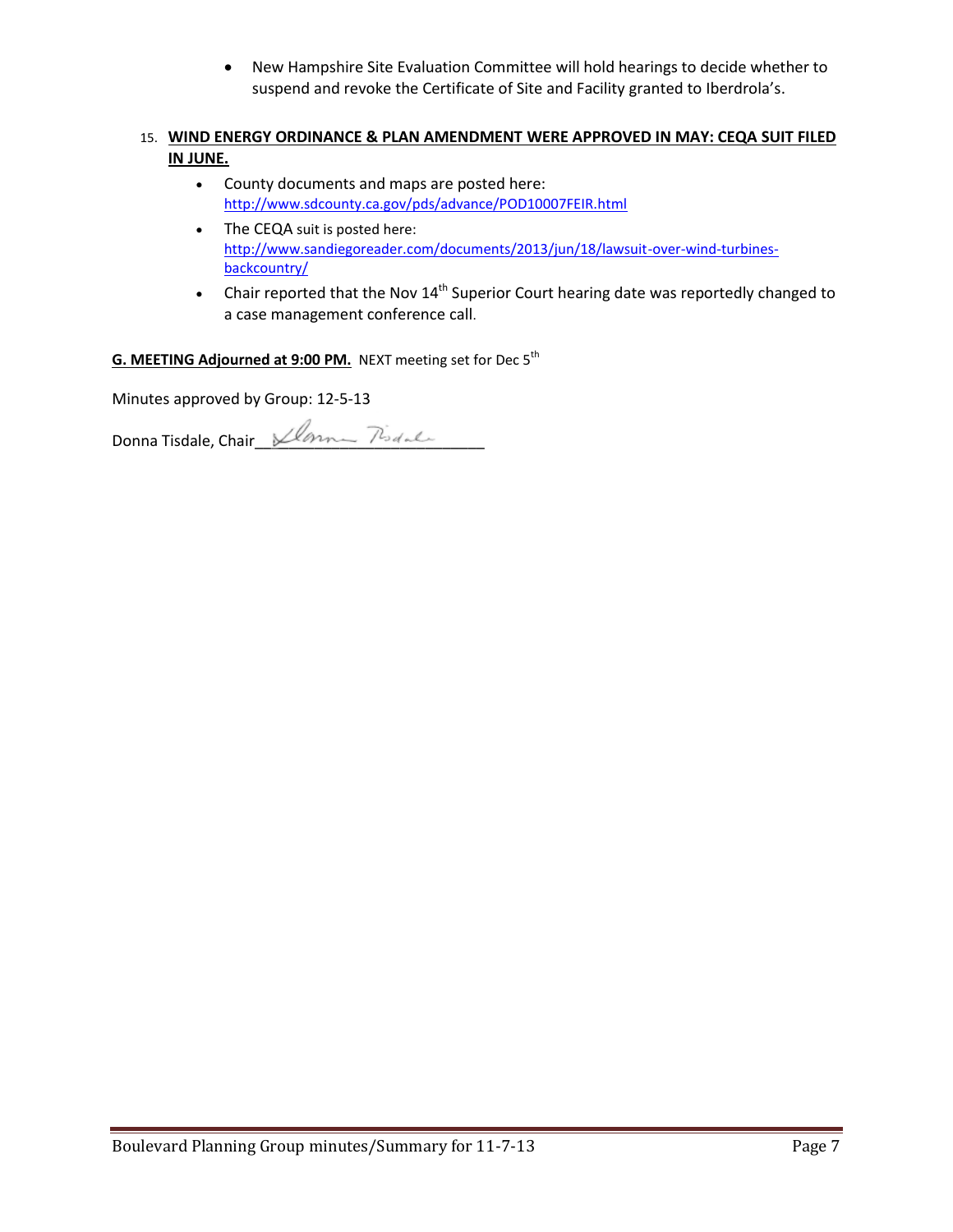- New Hampshire Site Evaluation Committee will hold hearings to decide whether to suspend and revoke the Certificate of Site and Facility granted to Iberdrola's.

15. **WIND ENERGY ORDINANCE & PLAN AMENDMENT WERE APPROVED IN MAY: CEQA SUIT FILED IN JUNE.**
    - County documents and maps are posted here: http://www.sdcounty.ca.gov/pds/advance/POD10007FEIR.html
    - The CEQA suit is posted here: http://www.sandiegoreader.com/documents/2013/jun/18/lawsuit-over-wind-turbines-backcountry/
    - Chair reported that the Nov 14th Superior Court hearing date was reportedly changed to a case management conference call.

**G. MEETING Adjourned at 9:00 PM.** NEXT meeting set for Dec 5th

Minutes approved by Group: 12-5-13

Donna Tisdale, Chair_________________________